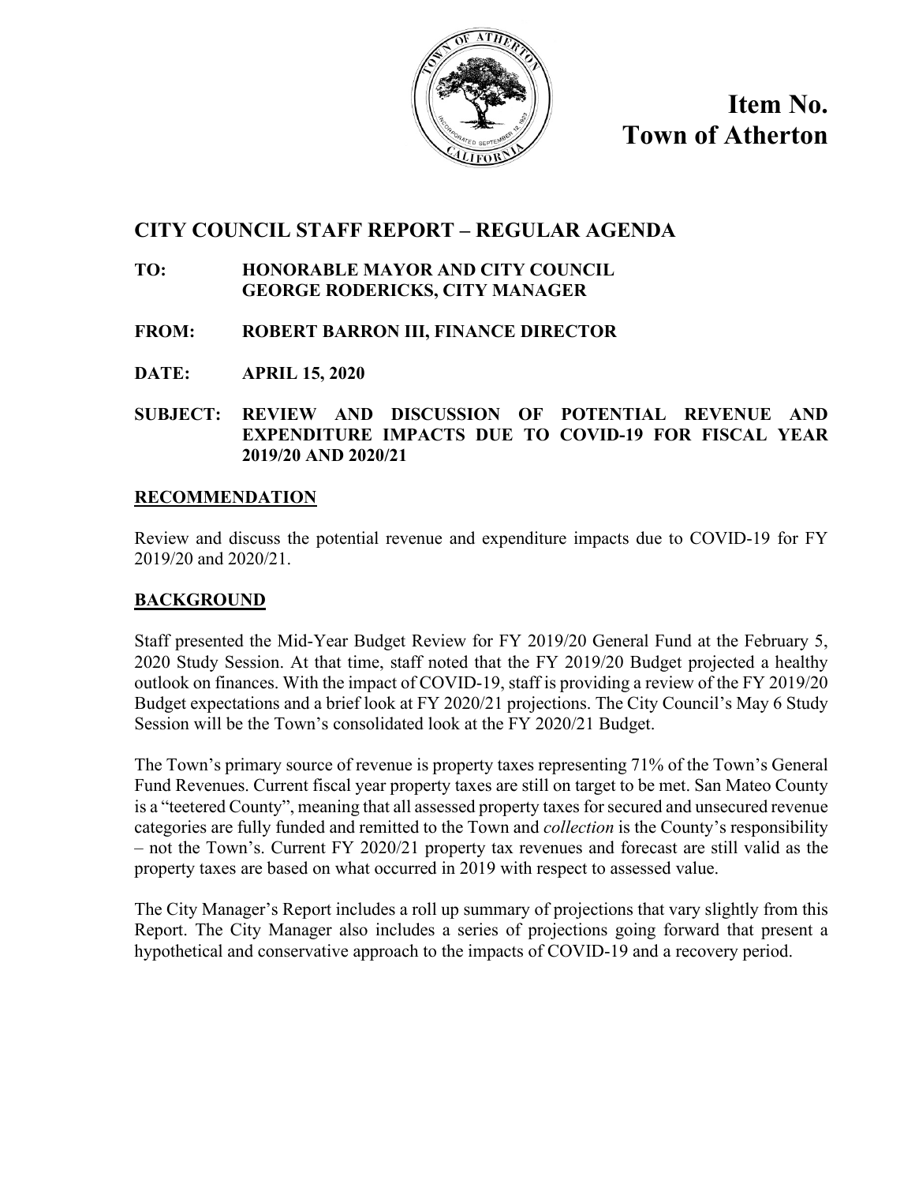# Item No.
# Town of Atherton

## CITY COUNCIL STAFF REPORT – REGULAR AGENDA

**TO:** **HONORABLE MAYOR AND CITY COUNCIL**
**GEORGE RODERICKS, CITY MANAGER**

**FROM:** **ROBERT BARRON III, FINANCE DIRECTOR**

**DATE:** **APRIL 15, 2020**

**SUBJECT:** **REVIEW AND DISCUSSION OF POTENTIAL REVENUE AND EXPENDITURE IMPACTS DUE TO COVID-19 FOR FISCAL YEAR 2019/20 AND 2020/21**

### RECOMMENDATION

Review and discuss the potential revenue and expenditure impacts due to COVID-19 for FY 2019/20 and 2020/21.

### BACKGROUND

Staff presented the Mid-Year Budget Review for FY 2019/20 General Fund at the February 5, 2020 Study Session. At that time, staff noted that the FY 2019/20 Budget projected a healthy outlook on finances. With the impact of COVID-19, staff is providing a review of the FY 2019/20 Budget expectations and a brief look at FY 2020/21 projections. The City Council's May 6 Study Session will be the Town's consolidated look at the FY 2020/21 Budget.

The Town's primary source of revenue is property taxes representing 71% of the Town's General Fund Revenues. Current fiscal year property taxes are still on target to be met. San Mateo County is a "teetered County", meaning that all assessed property taxes for secured and unsecured revenue categories are fully funded and remitted to the Town and *collection* is the County's responsibility – not the Town's. Current FY 2020/21 property tax revenues and forecast are still valid as the property taxes are based on what occurred in 2019 with respect to assessed value.

The City Manager's Report includes a roll up summary of projections that vary slightly from this Report. The City Manager also includes a series of projections going forward that present a hypothetical and conservative approach to the impacts of COVID-19 and a recovery period.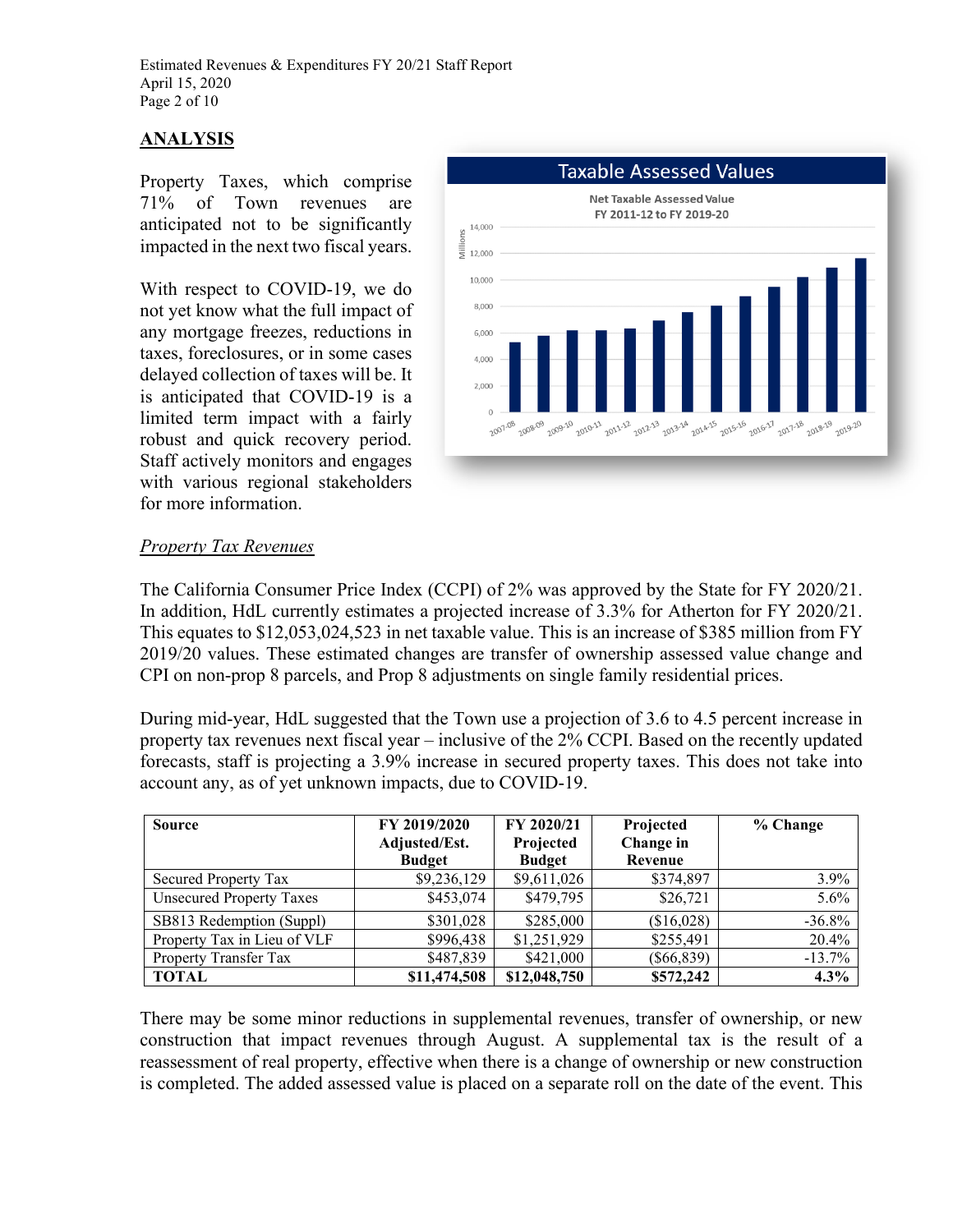## ANALYSIS

Property Taxes, which comprise 71% of Town revenues are anticipated not to be significantly impacted in the next two fiscal years.

With respect to COVID-19, we do not yet know what the full impact of any mortgage freezes, reductions in taxes, foreclosures, or in some cases delayed collection of taxes will be. It is anticipated that COVID-19 is a limited term impact with a fairly robust and quick recovery period. Staff actively monitors and engages with various regional stakeholders for more information.

Taxable Assessed Values

Net Taxable Assessed Value
FY 2011-12 to FY 2019-20

Millions

14,000
12,000
10,000
8,000
6,000
4,000
2,000
0

2007-08 2008-09 2009-10 2010-11 2011-12 2012-13 2013-14 2014-15 2015-16 2016-17 2017-18 2018-19 2019-20

*Property Tax Revenues*

The California Consumer Price Index (CCPI) of 2% was approved by the State for FY 2020/21. In addition, HdL currently estimates a projected increase of 3.3% for Atherton for FY 2020/21. This equates to $12,053,024,523 in net taxable value. This is an increase of $385 million from FY 2019/20 values. These estimated changes are transfer of ownership assessed value change and CPI on non-prop 8 parcels, and Prop 8 adjustments on single family residential prices.

During mid-year, HdL suggested that the Town use a projection of 3.6 to 4.5 percent increase in property tax revenues next fiscal year – inclusive of the 2% CCPI. Based on the recently updated forecasts, staff is projecting a 3.9% increase in secured property taxes. This does not take into account any, as of yet unknown impacts, due to COVID-19.

| Source | FY 2019/2020 Adjusted/Est. Budget | FY 2020/21 Projected Budget | Projected Change in Revenue | % Change |
|---|---|---|---|---|
| Secured Property Tax | $9,236,129 | $9,611,026 | $374,897 | 3.9% |
| Unsecured Property Taxes | $453,074 | $479,795 | $26,721 | 5.6% |
| SB813 Redemption (Suppl) | $301,028 | $285,000 | ($16,028) | -36.8% |
| Property Tax in Lieu of VLF | $996,438 | $1,251,929 | $255,491 | 20.4% |
| Property Transfer Tax | $487,839 | $421,000 | ($66,839) | -13.7% |
| **TOTAL** | **$11,474,508** | **$12,048,750** | **$572,242** | **4.3%** |

There may be some minor reductions in supplemental revenues, transfer of ownership, or new construction that impact revenues through August. A supplemental tax is the result of a reassessment of real property, effective when there is a change of ownership or new construction is completed. The added assessed value is placed on a separate roll on the date of the event. This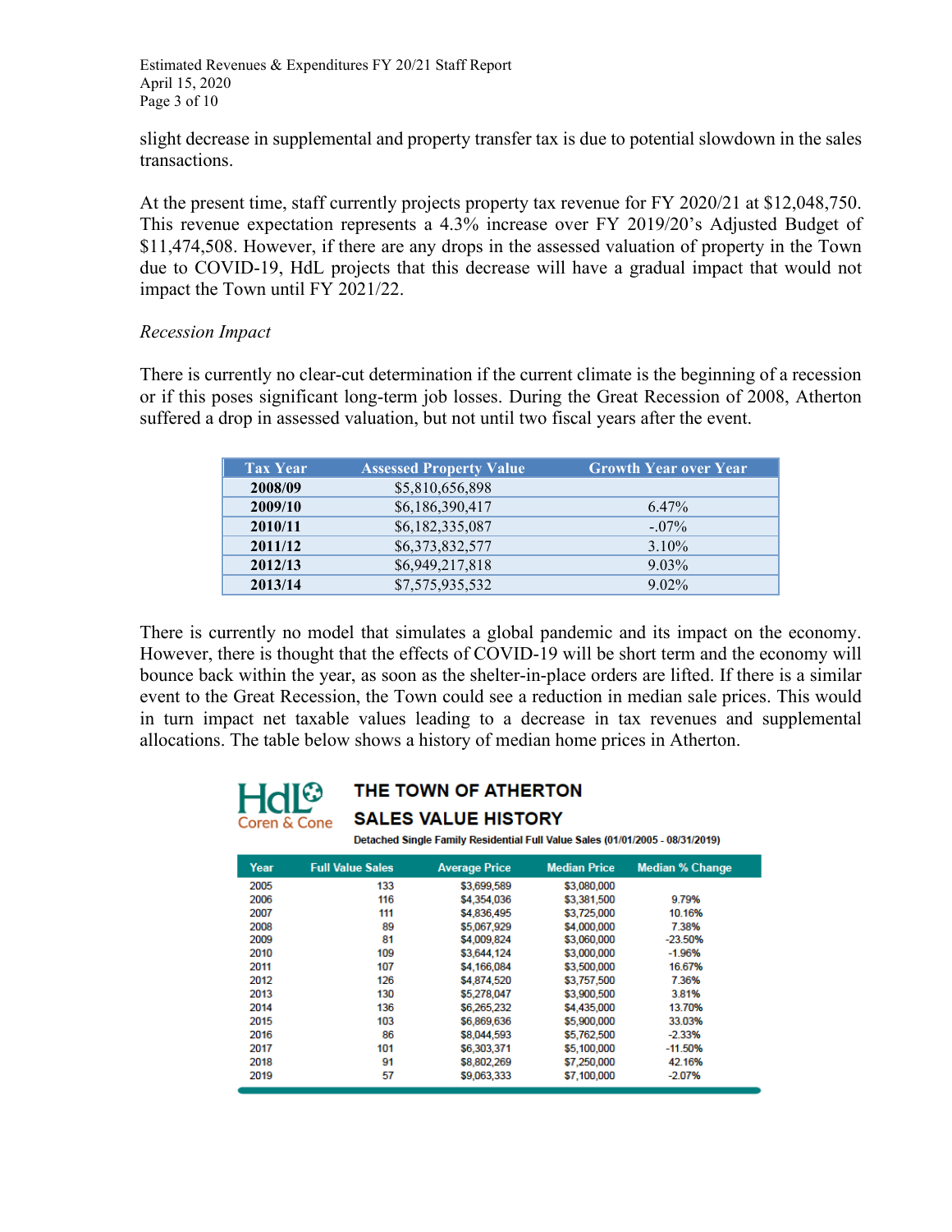slight decrease in supplemental and property transfer tax is due to potential slowdown in the sales transactions.

At the present time, staff currently projects property tax revenue for FY 2020/21 at $12,048,750. This revenue expectation represents a 4.3% increase over FY 2019/20's Adjusted Budget of $11,474,508. However, if there are any drops in the assessed valuation of property in the Town due to COVID-19, HdL projects that this decrease will have a gradual impact that would not impact the Town until FY 2021/22.

*Recession Impact*

There is currently no clear-cut determination if the current climate is the beginning of a recession or if this poses significant long-term job losses. During the Great Recession of 2008, Atherton suffered a drop in assessed valuation, but not until two fiscal years after the event.

| Tax Year | Assessed Property Value | Growth Year over Year |
|---|---|---|
| **2008/09** | $5,810,656,898 | |
| **2009/10** | $6,186,390,417 | 6.47% |
| **2010/11** | $6,182,335,087 | -.07% |
| **2011/12** | $6,373,832,577 | 3.10% |
| **2012/13** | $6,949,217,818 | 9.03% |
| **2013/14** | $7,575,935,532 | 9.02% |

There is currently no model that simulates a global pandemic and its impact on the economy. However, there is thought that the effects of COVID-19 will be short term and the economy will bounce back within the year, as soon as the shelter-in-place orders are lifted. If there is a similar event to the Great Recession, the Town could see a reduction in median sale prices. This would in turn impact net taxable values leading to a decrease in tax revenues and supplemental allocations. The table below shows a history of median home prices in Atherton.

HdL Coren & Cone

**THE TOWN OF ATHERTON**

**SALES VALUE HISTORY**

**Detached Single Family Residential Full Value Sales (01/01/2005 - 08/31/2019)**

| Year | Full Value Sales | Average Price | Median Price | Median % Change |
|---|---|---|---|---|
| 2005 | 133 | $3,699,589 | $3,080,000 | |
| 2006 | 116 | $4,354,036 | $3,381,500 | 9.79% |
| 2007 | 111 | $4,836,495 | $3,725,000 | 10.16% |
| 2008 | 89 | $5,067,929 | $4,000,000 | 7.38% |
| 2009 | 81 | $4,009,824 | $3,060,000 | -23.50% |
| 2010 | 109 | $3,644,124 | $3,000,000 | -1.96% |
| 2011 | 107 | $4,166,084 | $3,500,000 | 16.67% |
| 2012 | 126 | $4,874,520 | $3,757,500 | 7.36% |
| 2013 | 130 | $5,278,047 | $3,900,500 | 3.81% |
| 2014 | 136 | $6,265,232 | $4,435,000 | 13.70% |
| 2015 | 103 | $6,869,636 | $5,900,000 | 33.03% |
| 2016 | 86 | $8,044,593 | $5,762,500 | -2.33% |
| 2017 | 101 | $6,303,371 | $5,100,000 | -11.50% |
| 2018 | 91 | $8,802,269 | $7,250,000 | 42.16% |
| 2019 | 57 | $9,063,333 | $7,100,000 | -2.07% |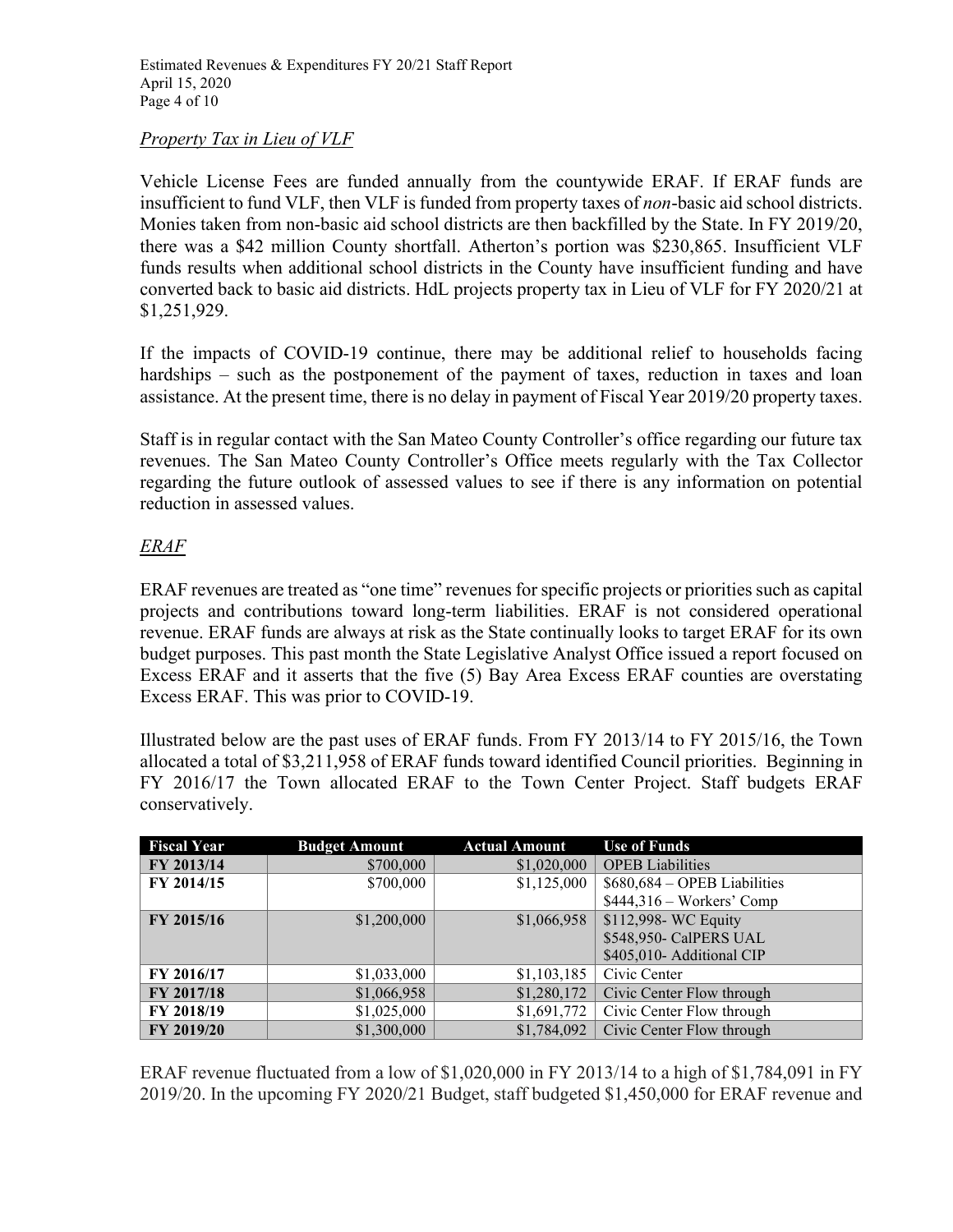*Property Tax in Lieu of VLF*

Vehicle License Fees are funded annually from the countywide ERAF. If ERAF funds are insufficient to fund VLF, then VLF is funded from property taxes of *non*-basic aid school districts. Monies taken from non-basic aid school districts are then backfilled by the State. In FY 2019/20, there was a $42 million County shortfall. Atherton's portion was $230,865. Insufficient VLF funds results when additional school districts in the County have insufficient funding and have converted back to basic aid districts. HdL projects property tax in Lieu of VLF for FY 2020/21 at $1,251,929.

If the impacts of COVID-19 continue, there may be additional relief to households facing hardships – such as the postponement of the payment of taxes, reduction in taxes and loan assistance. At the present time, there is no delay in payment of Fiscal Year 2019/20 property taxes.

Staff is in regular contact with the San Mateo County Controller's office regarding our future tax revenues. The San Mateo County Controller's Office meets regularly with the Tax Collector regarding the future outlook of assessed values to see if there is any information on potential reduction in assessed values.

*ERAF*

ERAF revenues are treated as "one time" revenues for specific projects or priorities such as capital projects and contributions toward long-term liabilities. ERAF is not considered operational revenue. ERAF funds are always at risk as the State continually looks to target ERAF for its own budget purposes. This past month the State Legislative Analyst Office issued a report focused on Excess ERAF and it asserts that the five (5) Bay Area Excess ERAF counties are overstating Excess ERAF. This was prior to COVID-19.

Illustrated below are the past uses of ERAF funds. From FY 2013/14 to FY 2015/16, the Town allocated a total of $3,211,958 of ERAF funds toward identified Council priorities. Beginning in FY 2016/17 the Town allocated ERAF to the Town Center Project. Staff budgets ERAF conservatively.

| Fiscal Year | Budget Amount | Actual Amount | Use of Funds |
|---|---|---|---|
| **FY 2013/14** | $700,000 | $1,020,000 | OPEB Liabilities |
| **FY 2014/15** | $700,000 | $1,125,000 | $680,684 – OPEB Liabilities<br>$444,316 – Workers' Comp |
| **FY 2015/16** | $1,200,000 | $1,066,958 | $112,998- WC Equity<br>$548,950- CalPERS UAL<br>$405,010- Additional CIP |
| **FY 2016/17** | $1,033,000 | $1,103,185 | Civic Center |
| **FY 2017/18** | $1,066,958 | $1,280,172 | Civic Center Flow through |
| **FY 2018/19** | $1,025,000 | $1,691,772 | Civic Center Flow through |
| **FY 2019/20** | $1,300,000 | $1,784,092 | Civic Center Flow through |

ERAF revenue fluctuated from a low of $1,020,000 in FY 2013/14 to a high of $1,784,091 in FY 2019/20. In the upcoming FY 2020/21 Budget, staff budgeted $1,450,000 for ERAF revenue and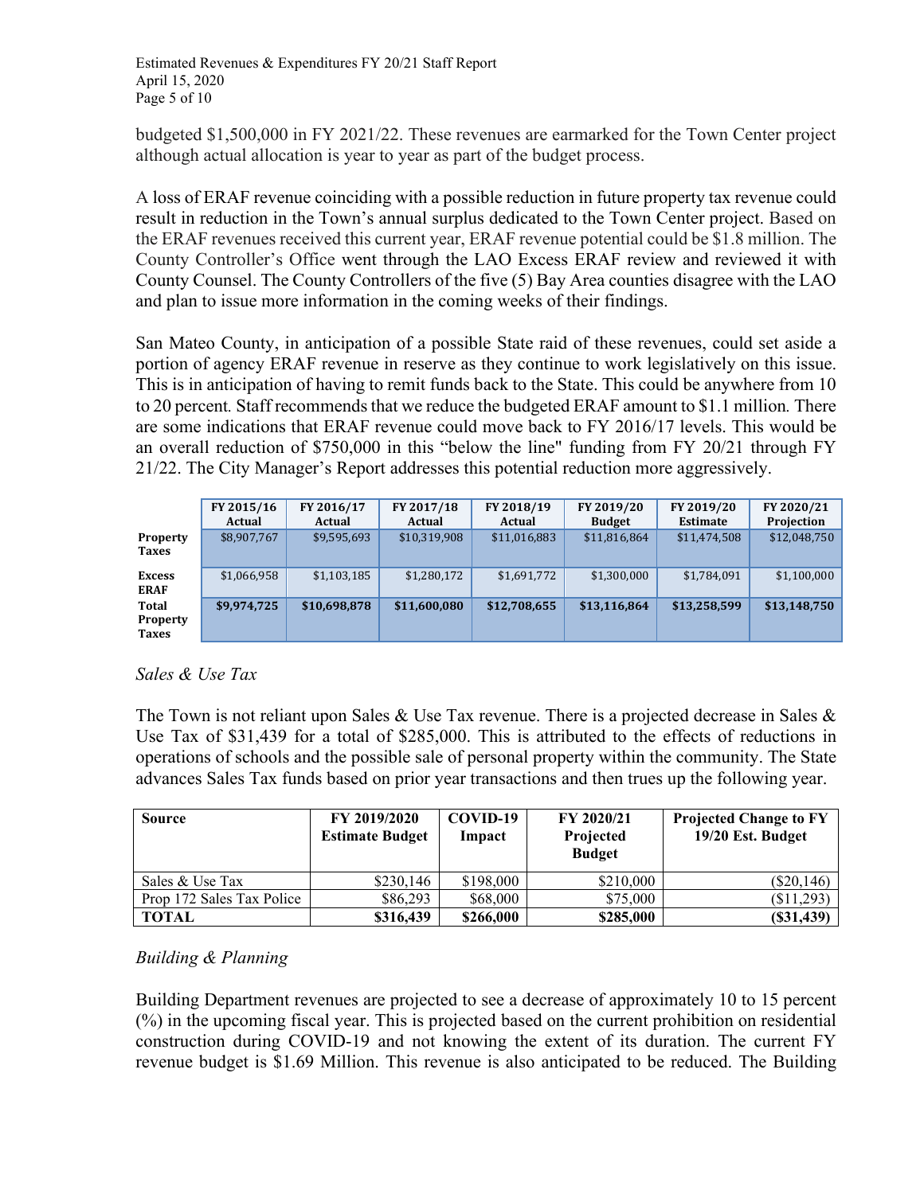budgeted $1,500,000 in FY 2021/22. These revenues are earmarked for the Town Center project although actual allocation is year to year as part of the budget process.

A loss of ERAF revenue coinciding with a possible reduction in future property tax revenue could result in reduction in the Town's annual surplus dedicated to the Town Center project. Based on the ERAF revenues received this current year, ERAF revenue potential could be $1.8 million. The County Controller's Office went through the LAO Excess ERAF review and reviewed it with County Counsel. The County Controllers of the five (5) Bay Area counties disagree with the LAO and plan to issue more information in the coming weeks of their findings.

San Mateo County, in anticipation of a possible State raid of these revenues, could set aside a portion of agency ERAF revenue in reserve as they continue to work legislatively on this issue. This is in anticipation of having to remit funds back to the State. This could be anywhere from 10 to 20 percent. Staff recommends that we reduce the budgeted ERAF amount to $1.1 million. There are some indications that ERAF revenue could move back to FY 2016/17 levels. This would be an overall reduction of $750,000 in this "below the line" funding from FY 20/21 through FY 21/22. The City Manager's Report addresses this potential reduction more aggressively.

| | FY 2015/16 Actual | FY 2016/17 Actual | FY 2017/18 Actual | FY 2018/19 Actual | FY 2019/20 Budget | FY 2019/20 Estimate | FY 2020/21 Projection |
|---|---|---|---|---|---|---|---|
| **Property Taxes** | $8,907,767 | $9,595,693 | $10,319,908 | $11,016,883 | $11,816,864 | $11,474,508 | $12,048,750 |
| **Excess ERAF** | $1,066,958 | $1,103,185 | $1,280,172 | $1,691,772 | $1,300,000 | $1,784,091 | $1,100,000 |
| **Total Property Taxes** | **$9,974,725** | **$10,698,878** | **$11,600,080** | **$12,708,655** | **$13,116,864** | **$13,258,599** | **$13,148,750** |

*Sales & Use Tax*

The Town is not reliant upon Sales & Use Tax revenue. There is a projected decrease in Sales & Use Tax of $31,439 for a total of $285,000. This is attributed to the effects of reductions in operations of schools and the possible sale of personal property within the community. The State advances Sales Tax funds based on prior year transactions and then trues up the following year.

| Source | FY 2019/2020 Estimate Budget | COVID-19 Impact | FY 2020/21 Projected Budget | Projected Change to FY 19/20 Est. Budget |
|---|---|---|---|---|
| Sales & Use Tax | $230,146 | $198,000 | $210,000 | ($20,146) |
| Prop 172 Sales Tax Police | $86,293 | $68,000 | $75,000 | ($11,293) |
| **TOTAL** | **$316,439** | **$266,000** | **$285,000** | **($31,439)** |

*Building & Planning*

Building Department revenues are projected to see a decrease of approximately 10 to 15 percent (%) in the upcoming fiscal year. This is projected based on the current prohibition on residential construction during COVID-19 and not knowing the extent of its duration. The current FY revenue budget is $1.69 Million. This revenue is also anticipated to be reduced. The Building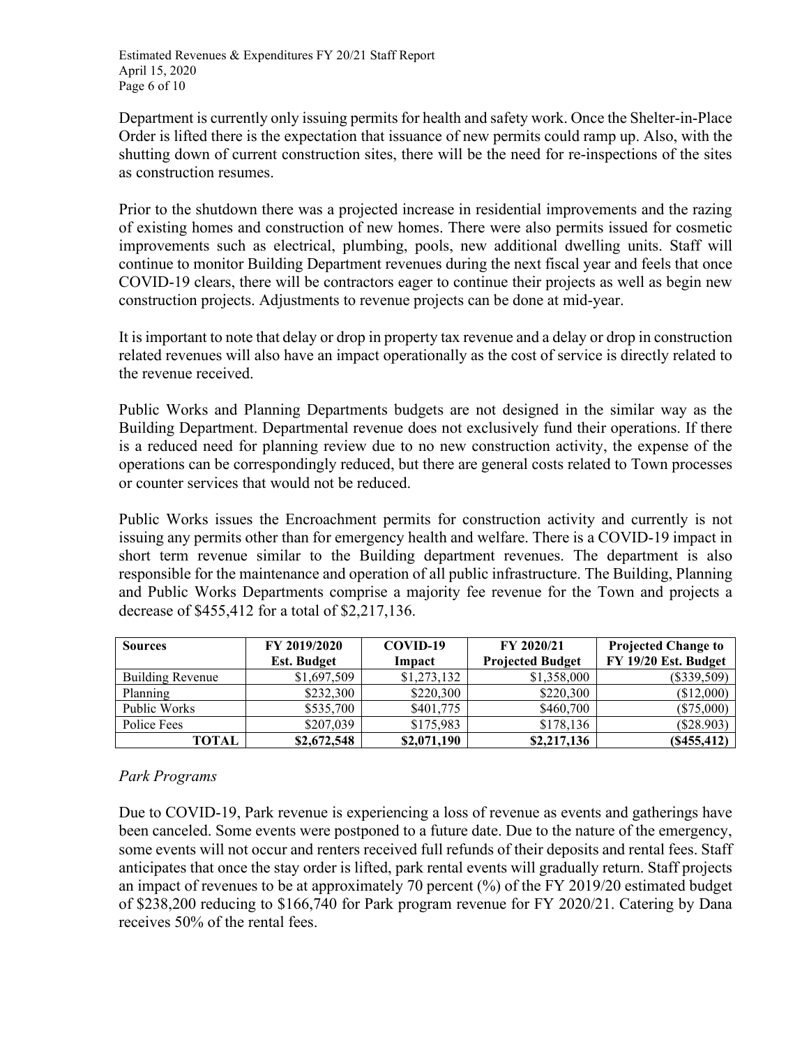Department is currently only issuing permits for health and safety work. Once the Shelter-in-Place Order is lifted there is the expectation that issuance of new permits could ramp up. Also, with the shutting down of current construction sites, there will be the need for re-inspections of the sites as construction resumes.

Prior to the shutdown there was a projected increase in residential improvements and the razing of existing homes and construction of new homes. There were also permits issued for cosmetic improvements such as electrical, plumbing, pools, new additional dwelling units. Staff will continue to monitor Building Department revenues during the next fiscal year and feels that once COVID-19 clears, there will be contractors eager to continue their projects as well as begin new construction projects. Adjustments to revenue projects can be done at mid-year.

It is important to note that delay or drop in property tax revenue and a delay or drop in construction related revenues will also have an impact operationally as the cost of service is directly related to the revenue received.

Public Works and Planning Departments budgets are not designed in the similar way as the Building Department. Departmental revenue does not exclusively fund their operations. If there is a reduced need for planning review due to no new construction activity, the expense of the operations can be correspondingly reduced, but there are general costs related to Town processes or counter services that would not be reduced.

Public Works issues the Encroachment permits for construction activity and currently is not issuing any permits other than for emergency health and welfare. There is a COVID-19 impact in short term revenue similar to the Building department revenues. The department is also responsible for the maintenance and operation of all public infrastructure. The Building, Planning and Public Works Departments comprise a majority fee revenue for the Town and projects a decrease of $455,412 for a total of $2,217,136.

| Sources | FY 2019/2020 Est. Budget | COVID-19 Impact | FY 2020/21 Projected Budget | Projected Change to FY 19/20 Est. Budget |
|---|---|---|---|---|
| Building Revenue | $1,697,509 | $1,273,132 | $1,358,000 | ($339,509) |
| Planning | $232,300 | $220,300 | $220,300 | ($12,000) |
| Public Works | $535,700 | $401,775 | $460,700 | ($75,000) |
| Police Fees | $207,039 | $175,983 | $178,136 | ($28.903) |
| **TOTAL** | **$2,672,548** | **$2,071,190** | **$2,217,136** | **($455,412)** |

*Park Programs*

Due to COVID-19, Park revenue is experiencing a loss of revenue as events and gatherings have been canceled. Some events were postponed to a future date. Due to the nature of the emergency, some events will not occur and renters received full refunds of their deposits and rental fees. Staff anticipates that once the stay order is lifted, park rental events will gradually return. Staff projects an impact of revenues to be at approximately 70 percent (%) of the FY 2019/20 estimated budget of $238,200 reducing to $166,740 for Park program revenue for FY 2020/21. Catering by Dana receives 50% of the rental fees.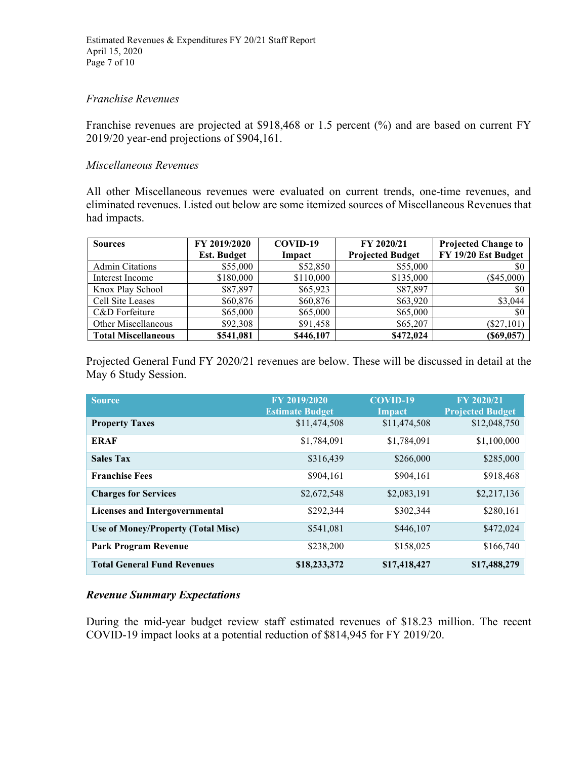*Franchise Revenues*

Franchise revenues are projected at $918,468 or 1.5 percent (%) and are based on current FY 2019/20 year-end projections of $904,161.

*Miscellaneous Revenues*

All other Miscellaneous revenues were evaluated on current trends, one-time revenues, and eliminated revenues. Listed out below are some itemized sources of Miscellaneous Revenues that had impacts.

| Sources | FY 2019/2020 Est. Budget | COVID-19 Impact | FY 2020/21 Projected Budget | Projected Change to FY 19/20 Est Budget |
|---|---|---|---|---|
| Admin Citations | $55,000 | $52,850 | $55,000 | $0 |
| Interest Income | $180,000 | $110,000 | $135,000 | ($45,000) |
| Knox Play School | $87,897 | $65,923 | $87,897 | $0 |
| Cell Site Leases | $60,876 | $60,876 | $63,920 | $3,044 |
| C&D Forfeiture | $65,000 | $65,000 | $65,000 | $0 |
| Other Miscellaneous | $92,308 | $91,458 | $65,207 | ($27,101) |
| **Total Miscellaneous** | **$541,081** | **$446,107** | **$472,024** | **($69,057)** |

Projected General Fund FY 2020/21 revenues are below. These will be discussed in detail at the May 6 Study Session.

| Source | FY 2019/2020 Estimate Budget | COVID-19 Impact | FY 2020/21 Projected Budget |
|---|---|---|---|
| **Property Taxes** | $11,474,508 | $11,474,508 | $12,048,750 |
| **ERAF** | $1,784,091 | $1,784,091 | $1,100,000 |
| **Sales Tax** | $316,439 | $266,000 | $285,000 |
| **Franchise Fees** | $904,161 | $904,161 | $918,468 |
| **Charges for Services** | $2,672,548 | $2,083,191 | $2,217,136 |
| **Licenses and Intergovernmental** | $292,344 | $302,344 | $280,161 |
| **Use of Money/Property (Total Misc)** | $541,081 | $446,107 | $472,024 |
| **Park Program Revenue** | $238,200 | $158,025 | $166,740 |
| **Total General Fund Revenues** | **$18,233,372** | **$17,418,427** | **$17,488,279** |

***Revenue Summary Expectations***

During the mid-year budget review staff estimated revenues of $18.23 million. The recent COVID-19 impact looks at a potential reduction of $814,945 for FY 2019/20.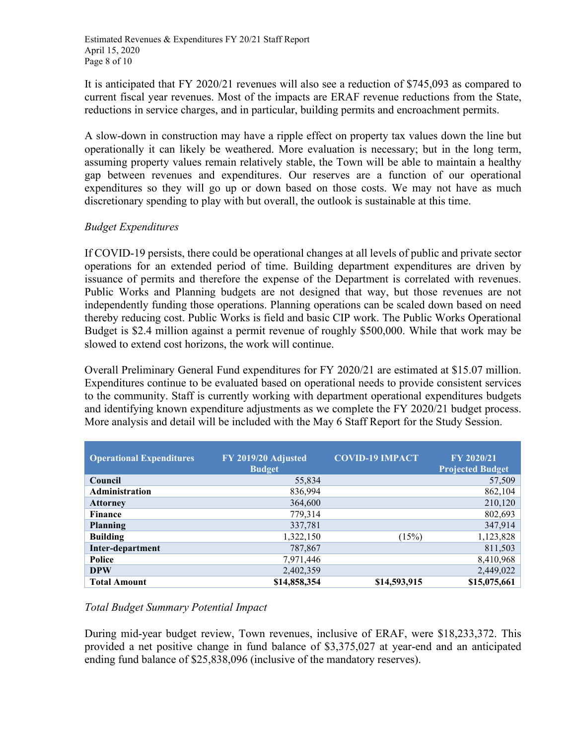It is anticipated that FY 2020/21 revenues will also see a reduction of $745,093 as compared to current fiscal year revenues. Most of the impacts are ERAF revenue reductions from the State, reductions in service charges, and in particular, building permits and encroachment permits.

A slow-down in construction may have a ripple effect on property tax values down the line but operationally it can likely be weathered. More evaluation is necessary; but in the long term, assuming property values remain relatively stable, the Town will be able to maintain a healthy gap between revenues and expenditures. Our reserves are a function of our operational expenditures so they will go up or down based on those costs. We may not have as much discretionary spending to play with but overall, the outlook is sustainable at this time.

*Budget Expenditures*

If COVID-19 persists, there could be operational changes at all levels of public and private sector operations for an extended period of time. Building department expenditures are driven by issuance of permits and therefore the expense of the Department is correlated with revenues. Public Works and Planning budgets are not designed that way, but those revenues are not independently funding those operations. Planning operations can be scaled down based on need thereby reducing cost. Public Works is field and basic CIP work. The Public Works Operational Budget is $2.4 million against a permit revenue of roughly $500,000. While that work may be slowed to extend cost horizons, the work will continue.

Overall Preliminary General Fund expenditures for FY 2020/21 are estimated at $15.07 million. Expenditures continue to be evaluated based on operational needs to provide consistent services to the community. Staff is currently working with department operational expenditures budgets and identifying known expenditure adjustments as we complete the FY 2020/21 budget process. More analysis and detail will be included with the May 6 Staff Report for the Study Session.

| Operational Expenditures | FY 2019/20 Adjusted Budget | COVID-19 IMPACT | FY 2020/21 Projected Budget |
|---|---|---|---|
| **Council** | 55,834 | | 57,509 |
| **Administration** | 836,994 | | 862,104 |
| **Attorney** | 364,600 | | 210,120 |
| **Finance** | 779,314 | | 802,693 |
| **Planning** | 337,781 | | 347,914 |
| **Building** | 1,322,150 | (15%) | 1,123,828 |
| **Inter-department** | 787,867 | | 811,503 |
| **Police** | 7,971,446 | | 8,410,968 |
| **DPW** | 2,402,359 | | 2,449,022 |
| **Total Amount** | **$14,858,354** | **$14,593,915** | **$15,075,661** |

*Total Budget Summary Potential Impact*

During mid-year budget review, Town revenues, inclusive of ERAF, were $18,233,372. This provided a net positive change in fund balance of $3,375,027 at year-end and an anticipated ending fund balance of $25,838,096 (inclusive of the mandatory reserves).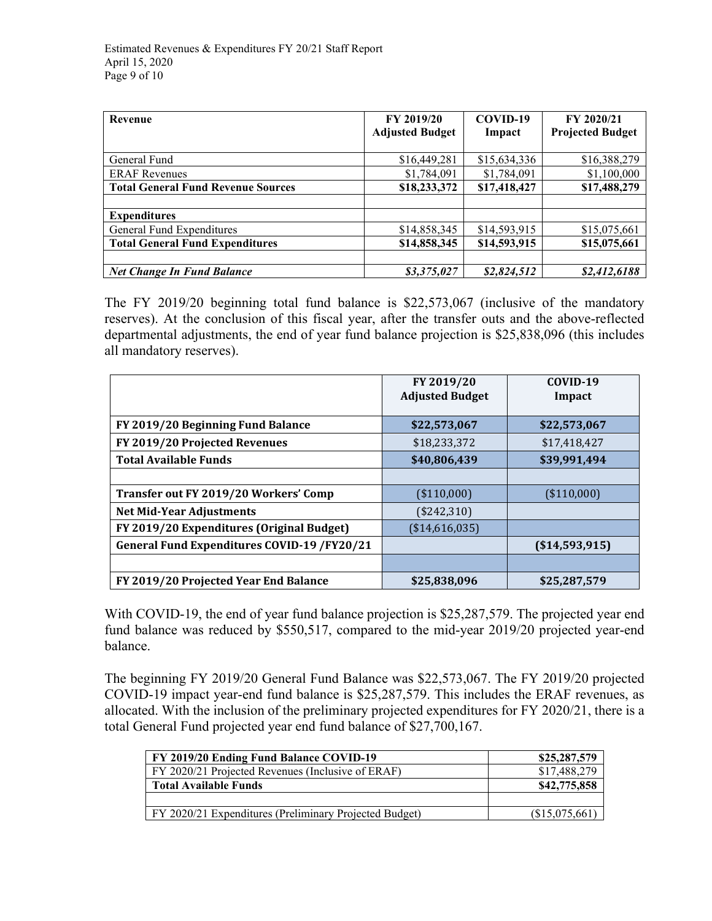| Revenue | FY 2019/20 Adjusted Budget | COVID-19 Impact | FY 2020/21 Projected Budget |
|---|---|---|---|
| General Fund | $16,449,281 | $15,634,336 | $16,388,279 |
| ERAF Revenues | $1,784,091 | $1,784,091 | $1,100,000 |
| **Total General Fund Revenue Sources** | **$18,233,372** | **$17,418,427** | **$17,488,279** |
| | | | |
| **Expenditures** | | | |
| General Fund Expenditures | $14,858,345 | $14,593,915 | $15,075,661 |
| **Total General Fund Expenditures** | **$14,858,345** | **$14,593,915** | **$15,075,661** |
| | | | |
| ***Net Change In Fund Balance*** | ***$3,375,027*** | ***$2,824,512*** | ***$2,412,6188*** |

The FY 2019/20 beginning total fund balance is $22,573,067 (inclusive of the mandatory reserves). At the conclusion of this fiscal year, after the transfer outs and the above-reflected departmental adjustments, the end of year fund balance projection is $25,838,096 (this includes all mandatory reserves).

| | FY 2019/20 Adjusted Budget | COVID-19 Impact |
|---|---|---|
| **FY 2019/20 Beginning Fund Balance** | **$22,573,067** | **$22,573,067** |
| **FY 2019/20 Projected Revenues** | $18,233,372 | $17,418,427 |
| **Total Available Funds** | **$40,806,439** | **$39,991,494** |
| | | |
| **Transfer out FY 2019/20 Workers' Comp** | ($110,000) | ($110,000) |
| **Net Mid-Year Adjustments** | ($242,310) | |
| **FY 2019/20 Expenditures (Original Budget)** | ($14,616,035) | |
| **General Fund Expenditures COVID-19 /FY20/21** | | **($14,593,915)** |
| | | |
| **FY 2019/20 Projected Year End Balance** | **$25,838,096** | **$25,287,579** |

With COVID-19, the end of year fund balance projection is $25,287,579. The projected year end fund balance was reduced by $550,517, compared to the mid-year 2019/20 projected year-end balance.

The beginning FY 2019/20 General Fund Balance was $22,573,067. The FY 2019/20 projected COVID-19 impact year-end fund balance is $25,287,579. This includes the ERAF revenues, as allocated. With the inclusion of the preliminary projected expenditures for FY 2020/21, there is a total General Fund projected year end fund balance of $27,700,167.

| **FY 2019/20 Ending Fund Balance COVID-19** | **$25,287,579** |
|---|---|
| FY 2020/21 Projected Revenues (Inclusive of ERAF) | $17,488,279 |
| **Total Available Funds** | **$42,775,858** |
| | |
| FY 2020/21 Expenditures (Preliminary Projected Budget) | ($15,075,661) |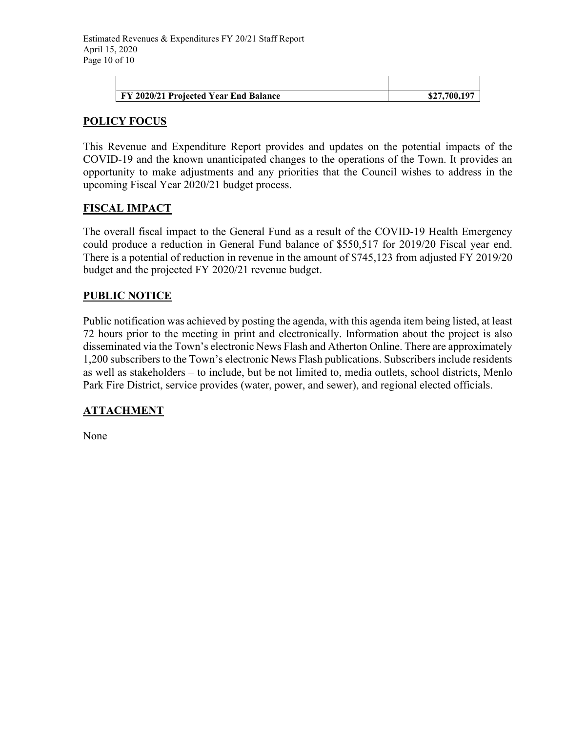| | |
|---|---|
| | |
| **FY 2020/21 Projected Year End Balance** | **$27,700,197** |

## POLICY FOCUS

This Revenue and Expenditure Report provides and updates on the potential impacts of the COVID-19 and the known unanticipated changes to the operations of the Town. It provides an opportunity to make adjustments and any priorities that the Council wishes to address in the upcoming Fiscal Year 2020/21 budget process.

## FISCAL IMPACT

The overall fiscal impact to the General Fund as a result of the COVID-19 Health Emergency could produce a reduction in General Fund balance of $550,517 for 2019/20 Fiscal year end. There is a potential of reduction in revenue in the amount of $745,123 from adjusted FY 2019/20 budget and the projected FY 2020/21 revenue budget.

## PUBLIC NOTICE

Public notification was achieved by posting the agenda, with this agenda item being listed, at least 72 hours prior to the meeting in print and electronically. Information about the project is also disseminated via the Town's electronic News Flash and Atherton Online. There are approximately 1,200 subscribers to the Town's electronic News Flash publications. Subscribers include residents as well as stakeholders – to include, but be not limited to, media outlets, school districts, Menlo Park Fire District, service provides (water, power, and sewer), and regional elected officials.

## ATTACHMENT

None